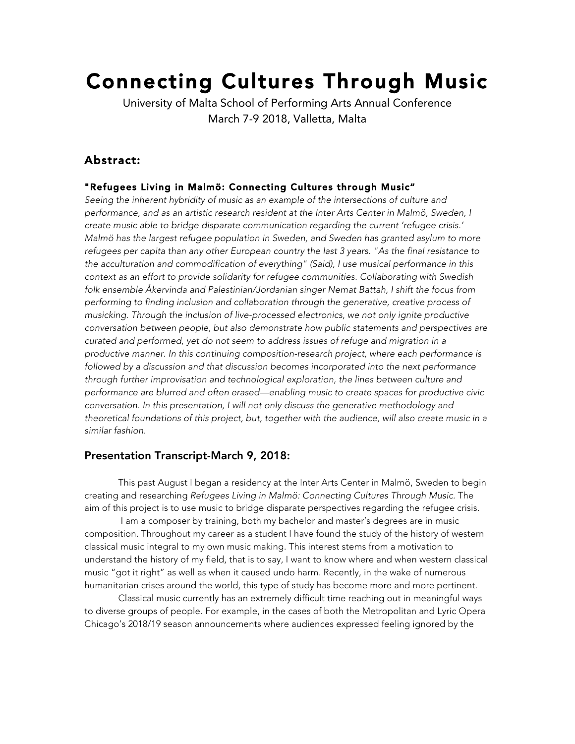# Connecting Cultures Through Music

University of Malta School of Performing Arts Annual Conference
March 7-9 2018, Valletta, Malta

## Abstract:

### "Refugees Living in Malmö: Connecting Cultures through Music"

*Seeing the inherent hybridity of music as an example of the intersections of culture and performance, and as an artistic research resident at the Inter Arts Center in Malmö, Sweden, I create music able to bridge disparate communication regarding the current 'refugee crisis.' Malmö has the largest refugee population in Sweden, and Sweden has granted asylum to more refugees per capita than any other European country the last 3 years. "As the final resistance to the acculturation and commodification of everything" (Said), I use musical performance in this context as an effort to provide solidarity for refugee communities. Collaborating with Swedish folk ensemble Åkervinda and Palestinian/Jordanian singer Nemat Battah, I shift the focus from performing to finding inclusion and collaboration through the generative, creative process of musicking. Through the inclusion of live-processed electronics, we not only ignite productive conversation between people, but also demonstrate how public statements and perspectives are curated and performed, yet do not seem to address issues of refuge and migration in a productive manner. In this continuing composition-research project, where each performance is followed by a discussion and that discussion becomes incorporated into the next performance through further improvisation and technological exploration, the lines between culture and performance are blurred and often erased—enabling music to create spaces for productive civic conversation. In this presentation, I will not only discuss the generative methodology and theoretical foundations of this project, but, together with the audience, will also create music in a similar fashion.*

## Presentation Transcript-March 9, 2018:

This past August I began a residency at the Inter Arts Center in Malmö, Sweden to begin creating and researching *Refugees Living in Malmö: Connecting Cultures Through Music.* The aim of this project is to use music to bridge disparate perspectives regarding the refugee crisis.

I am a composer by training, both my bachelor and master's degrees are in music composition. Throughout my career as a student I have found the study of the history of western classical music integral to my own music making. This interest stems from a motivation to understand the history of my field, that is to say, I want to know where and when western classical music "got it right" as well as when it caused undo harm. Recently, in the wake of numerous humanitarian crises around the world, this type of study has become more and more pertinent.

Classical music currently has an extremely difficult time reaching out in meaningful ways to diverse groups of people. For example, in the cases of both the Metropolitan and Lyric Opera Chicago's 2018/19 season announcements where audiences expressed feeling ignored by the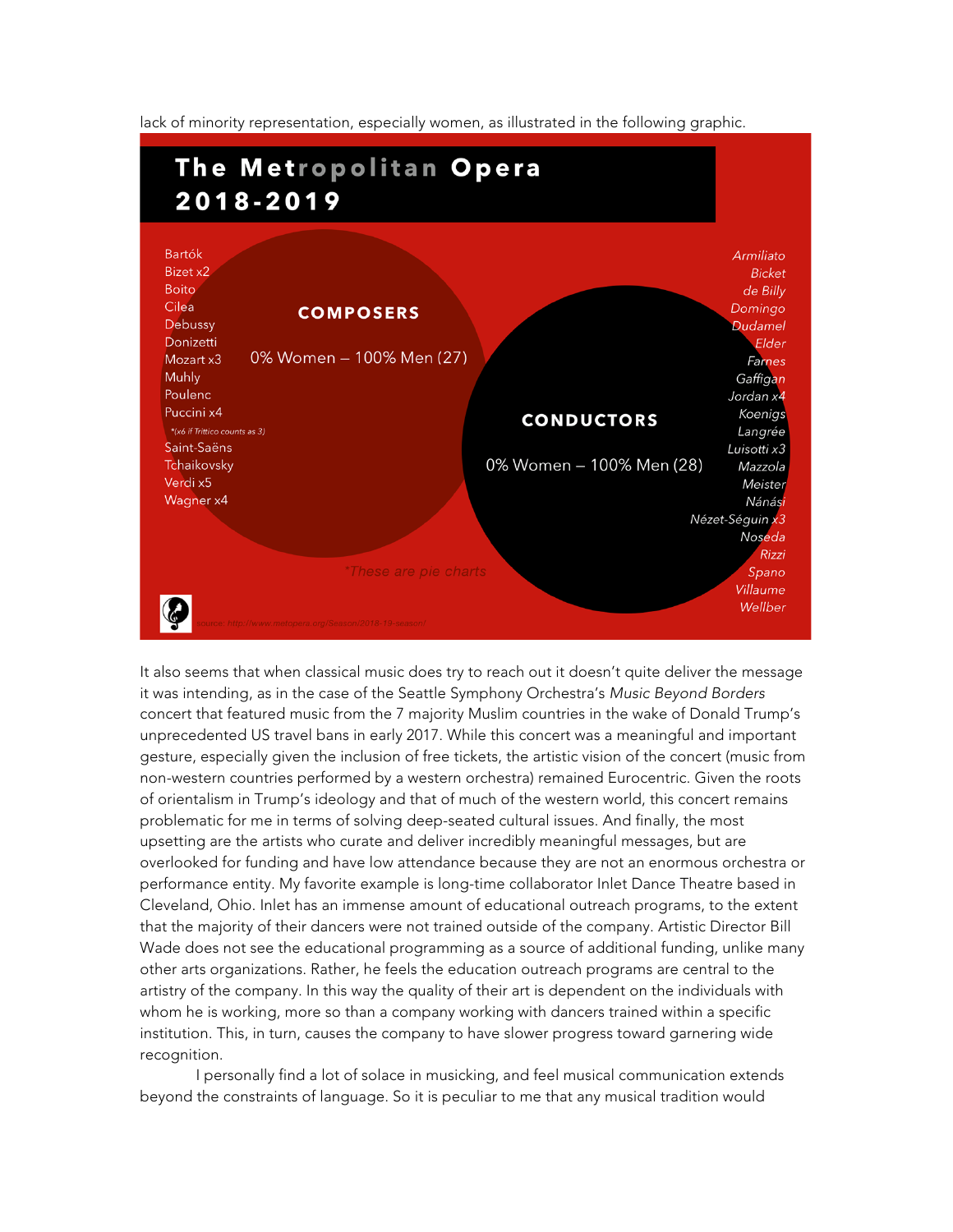lack of minority representation, especially women, as illustrated in the following graphic.

**The Metropolitan Opera 2018-2019**

**COMPOSERS**

0% Women – 100% Men (27)

- Bartók
- Bizet x2
- Boito
- Cilea
- Debussy
- Donizetti
- Mozart x3
- Muhly
- Poulenc
- Puccini x4
  - *(x6 if Trittico counts as 3)
- Saint-Saëns
- Tchaikovsky
- Verdi x5
- Wagner x4

**CONDUCTORS**

0% Women – 100% Men (28)

- *Armiliato*
- *Bicket*
- *de Billy*
- *Domingo*
- *Dudamel*
- *Elder*
- *Farnes*
- *Gaffigan*
- *Jordan x4*
- *Koenigs*
- *Langrée*
- *Luisotti x3*
- *Mazzola*
- *Meister*
- *Nánási*
- *Nézet-Séguin x3*
- *Noseda*
- *Rizzi*
- *Spano*
- *Villaume*
- *Wellber*

*These are pie charts

source: http://www.metopera.org/Season/2018-19-season/

It also seems that when classical music does try to reach out it doesn't quite deliver the message it was intending, as in the case of the Seattle Symphony Orchestra's *Music Beyond Borders* concert that featured music from the 7 majority Muslim countries in the wake of Donald Trump's unprecedented US travel bans in early 2017. While this concert was a meaningful and important gesture, especially given the inclusion of free tickets, the artistic vision of the concert (music from non-western countries performed by a western orchestra) remained Eurocentric. Given the roots of orientalism in Trump's ideology and that of much of the western world, this concert remains problematic for me in terms of solving deep-seated cultural issues. And finally, the most upsetting are the artists who curate and deliver incredibly meaningful messages, but are overlooked for funding and have low attendance because they are not an enormous orchestra or performance entity. My favorite example is long-time collaborator Inlet Dance Theatre based in Cleveland, Ohio. Inlet has an immense amount of educational outreach programs, to the extent that the majority of their dancers were not trained outside of the company. Artistic Director Bill Wade does not see the educational programming as a source of additional funding, unlike many other arts organizations. Rather, he feels the education outreach programs are central to the artistry of the company. In this way the quality of their art is dependent on the individuals with whom he is working, more so than a company working with dancers trained within a specific institution. This, in turn, causes the company to have slower progress toward garnering wide recognition.

I personally find a lot of solace in musicking, and feel musical communication extends beyond the constraints of language. So it is peculiar to me that any musical tradition would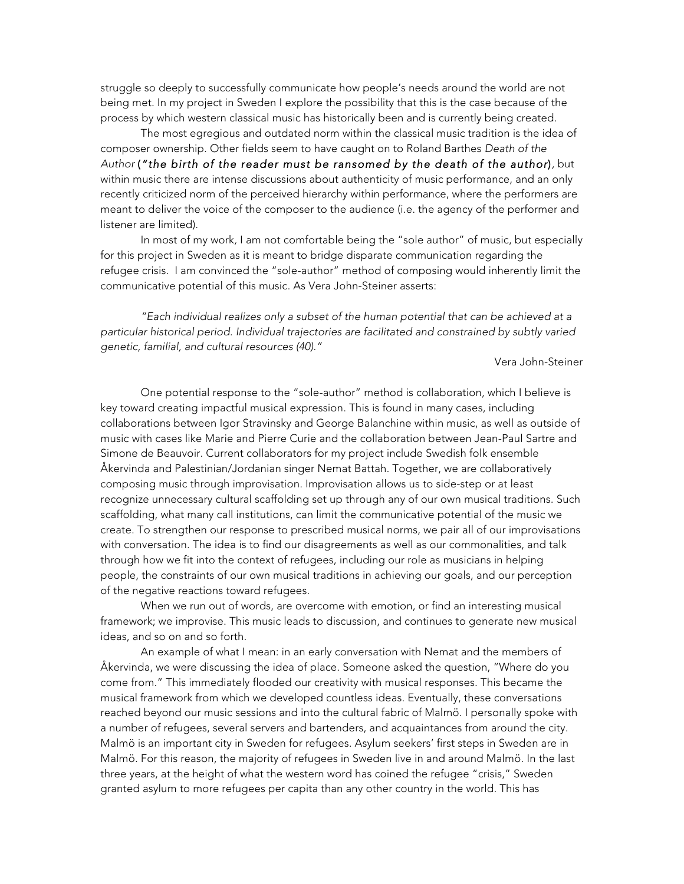struggle so deeply to successfully communicate how people's needs around the world are not being met. In my project in Sweden I explore the possibility that this is the case because of the process by which western classical music has historically been and is currently being created.

The most egregious and outdated norm within the classical music tradition is the idea of composer ownership. Other fields seem to have caught on to Roland Barthes *Death of the Author* (***"the birth of the reader must be ransomed by the death of the author***), but within music there are intense discussions about authenticity of music performance, and an only recently criticized norm of the perceived hierarchy within performance, where the performers are meant to deliver the voice of the composer to the audience (i.e. the agency of the performer and listener are limited).

In most of my work, I am not comfortable being the "sole author" of music, but especially for this project in Sweden as it is meant to bridge disparate communication regarding the refugee crisis. I am convinced the "sole-author" method of composing would inherently limit the communicative potential of this music. As Vera John-Steiner asserts:

> *"Each individual realizes only a subset of the human potential that can be achieved at a particular historical period. Individual trajectories are facilitated and constrained by subtly varied genetic, familial, and cultural resources (40)."*
>
> Vera John-Steiner

One potential response to the "sole-author" method is collaboration, which I believe is key toward creating impactful musical expression. This is found in many cases, including collaborations between Igor Stravinsky and George Balanchine within music, as well as outside of music with cases like Marie and Pierre Curie and the collaboration between Jean-Paul Sartre and Simone de Beauvoir. Current collaborators for my project include Swedish folk ensemble Åkervinda and Palestinian/Jordanian singer Nemat Battah. Together, we are collaboratively composing music through improvisation. Improvisation allows us to side-step or at least recognize unnecessary cultural scaffolding set up through any of our own musical traditions. Such scaffolding, what many call institutions, can limit the communicative potential of the music we create. To strengthen our response to prescribed musical norms, we pair all of our improvisations with conversation. The idea is to find our disagreements as well as our commonalities, and talk through how we fit into the context of refugees, including our role as musicians in helping people, the constraints of our own musical traditions in achieving our goals, and our perception of the negative reactions toward refugees.

When we run out of words, are overcome with emotion, or find an interesting musical framework; we improvise. This music leads to discussion, and continues to generate new musical ideas, and so on and so forth.

An example of what I mean: in an early conversation with Nemat and the members of Åkervinda, we were discussing the idea of place. Someone asked the question, "Where do you come from." This immediately flooded our creativity with musical responses. This became the musical framework from which we developed countless ideas. Eventually, these conversations reached beyond our music sessions and into the cultural fabric of Malmö. I personally spoke with a number of refugees, several servers and bartenders, and acquaintances from around the city. Malmö is an important city in Sweden for refugees. Asylum seekers' first steps in Sweden are in Malmö. For this reason, the majority of refugees in Sweden live in and around Malmö. In the last three years, at the height of what the western word has coined the refugee "crisis," Sweden granted asylum to more refugees per capita than any other country in the world. This has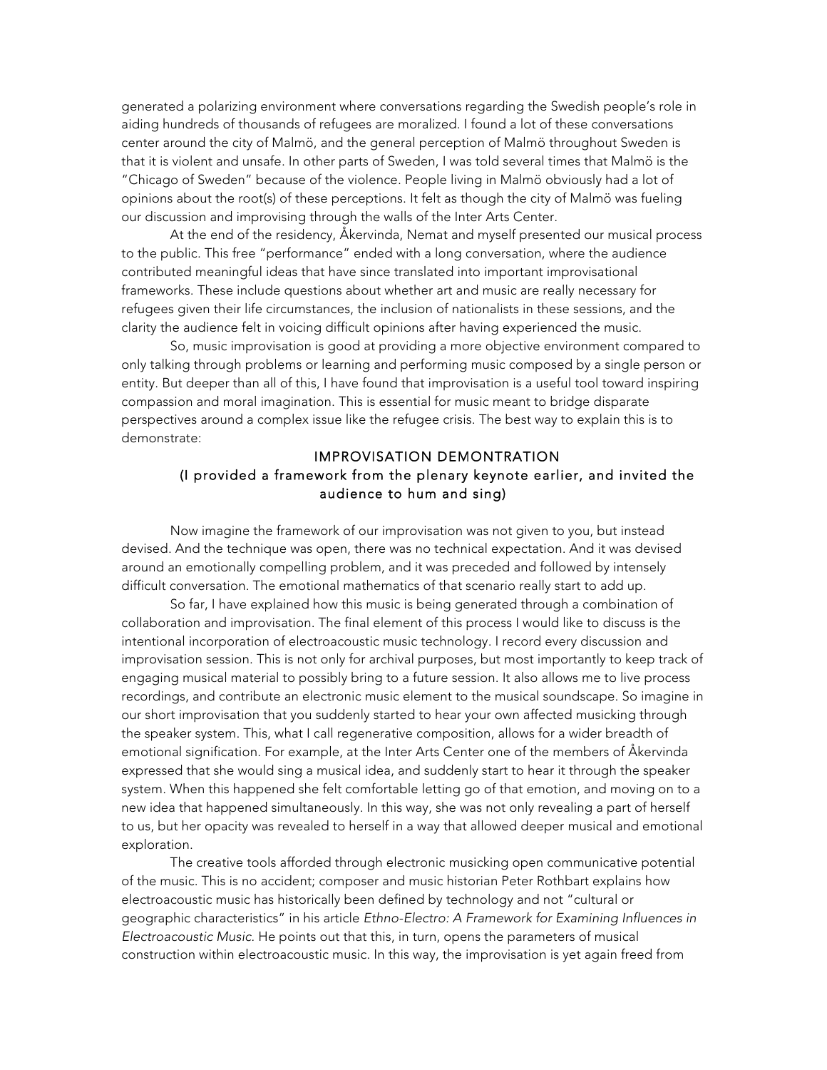generated a polarizing environment where conversations regarding the Swedish people's role in aiding hundreds of thousands of refugees are moralized. I found a lot of these conversations center around the city of Malmö, and the general perception of Malmö throughout Sweden is that it is violent and unsafe. In other parts of Sweden, I was told several times that Malmö is the "Chicago of Sweden" because of the violence. People living in Malmö obviously had a lot of opinions about the root(s) of these perceptions. It felt as though the city of Malmö was fueling our discussion and improvising through the walls of the Inter Arts Center.

At the end of the residency, Åkervinda, Nemat and myself presented our musical process to the public. This free "performance" ended with a long conversation, where the audience contributed meaningful ideas that have since translated into important improvisational frameworks. These include questions about whether art and music are really necessary for refugees given their life circumstances, the inclusion of nationalists in these sessions, and the clarity the audience felt in voicing difficult opinions after having experienced the music.

So, music improvisation is good at providing a more objective environment compared to only talking through problems or learning and performing music composed by a single person or entity. But deeper than all of this, I have found that improvisation is a useful tool toward inspiring compassion and moral imagination. This is essential for music meant to bridge disparate perspectives around a complex issue like the refugee crisis. The best way to explain this is to demonstrate:

IMPROVISATION DEMONTRATION
(I provided a framework from the plenary keynote earlier, and invited the audience to hum and sing)

Now imagine the framework of our improvisation was not given to you, but instead devised. And the technique was open, there was no technical expectation. And it was devised around an emotionally compelling problem, and it was preceded and followed by intensely difficult conversation. The emotional mathematics of that scenario really start to add up.

So far, I have explained how this music is being generated through a combination of collaboration and improvisation. The final element of this process I would like to discuss is the intentional incorporation of electroacoustic music technology. I record every discussion and improvisation session. This is not only for archival purposes, but most importantly to keep track of engaging musical material to possibly bring to a future session. It also allows me to live process recordings, and contribute an electronic music element to the musical soundscape. So imagine in our short improvisation that you suddenly started to hear your own affected musicking through the speaker system. This, what I call regenerative composition, allows for a wider breadth of emotional signification. For example, at the Inter Arts Center one of the members of Åkervinda expressed that she would sing a musical idea, and suddenly start to hear it through the speaker system. When this happened she felt comfortable letting go of that emotion, and moving on to a new idea that happened simultaneously. In this way, she was not only revealing a part of herself to us, but her opacity was revealed to herself in a way that allowed deeper musical and emotional exploration.

The creative tools afforded through electronic musicking open communicative potential of the music. This is no accident; composer and music historian Peter Rothbart explains how electroacoustic music has historically been defined by technology and not "cultural or geographic characteristics" in his article *Ethno-Electro: A Framework for Examining Influences in Electroacoustic Music.* He points out that this, in turn, opens the parameters of musical construction within electroacoustic music. In this way, the improvisation is yet again freed from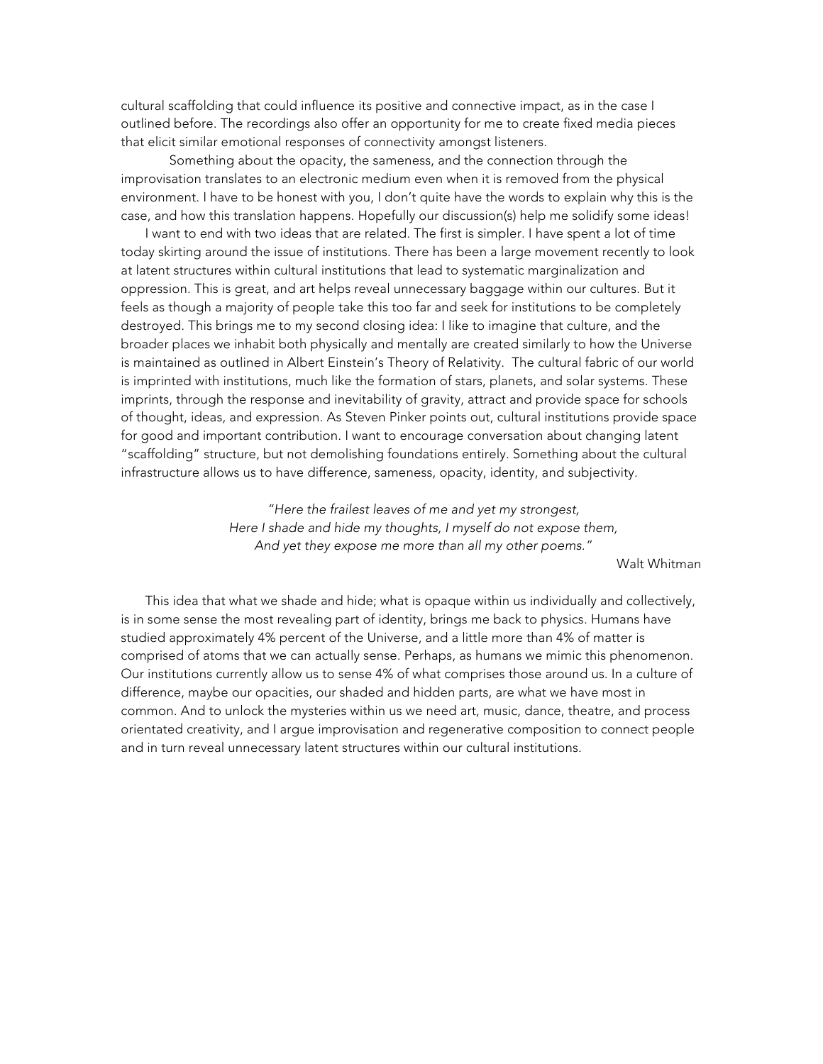cultural scaffolding that could influence its positive and connective impact, as in the case I outlined before. The recordings also offer an opportunity for me to create fixed media pieces that elicit similar emotional responses of connectivity amongst listeners.

Something about the opacity, the sameness, and the connection through the improvisation translates to an electronic medium even when it is removed from the physical environment. I have to be honest with you, I don't quite have the words to explain why this is the case, and how this translation happens. Hopefully our discussion(s) help me solidify some ideas!

I want to end with two ideas that are related. The first is simpler. I have spent a lot of time today skirting around the issue of institutions. There has been a large movement recently to look at latent structures within cultural institutions that lead to systematic marginalization and oppression. This is great, and art helps reveal unnecessary baggage within our cultures. But it feels as though a majority of people take this too far and seek for institutions to be completely destroyed. This brings me to my second closing idea: I like to imagine that culture, and the broader places we inhabit both physically and mentally are created similarly to how the Universe is maintained as outlined in Albert Einstein's Theory of Relativity. The cultural fabric of our world is imprinted with institutions, much like the formation of stars, planets, and solar systems. These imprints, through the response and inevitability of gravity, attract and provide space for schools of thought, ideas, and expression. As Steven Pinker points out, cultural institutions provide space for good and important contribution. I want to encourage conversation about changing latent "scaffolding" structure, but not demolishing foundations entirely. Something about the cultural infrastructure allows us to have difference, sameness, opacity, identity, and subjectivity.

> *"Here the frailest leaves of me and yet my strongest,*
> *Here I shade and hide my thoughts, I myself do not expose them,*
> *And yet they expose me more than all my other poems."*
>
> Walt Whitman

This idea that what we shade and hide; what is opaque within us individually and collectively, is in some sense the most revealing part of identity, brings me back to physics. Humans have studied approximately 4% percent of the Universe, and a little more than 4% of matter is comprised of atoms that we can actually sense. Perhaps, as humans we mimic this phenomenon. Our institutions currently allow us to sense 4% of what comprises those around us. In a culture of difference, maybe our opacities, our shaded and hidden parts, are what we have most in common. And to unlock the mysteries within us we need art, music, dance, theatre, and process orientated creativity, and I argue improvisation and regenerative composition to connect people and in turn reveal unnecessary latent structures within our cultural institutions.